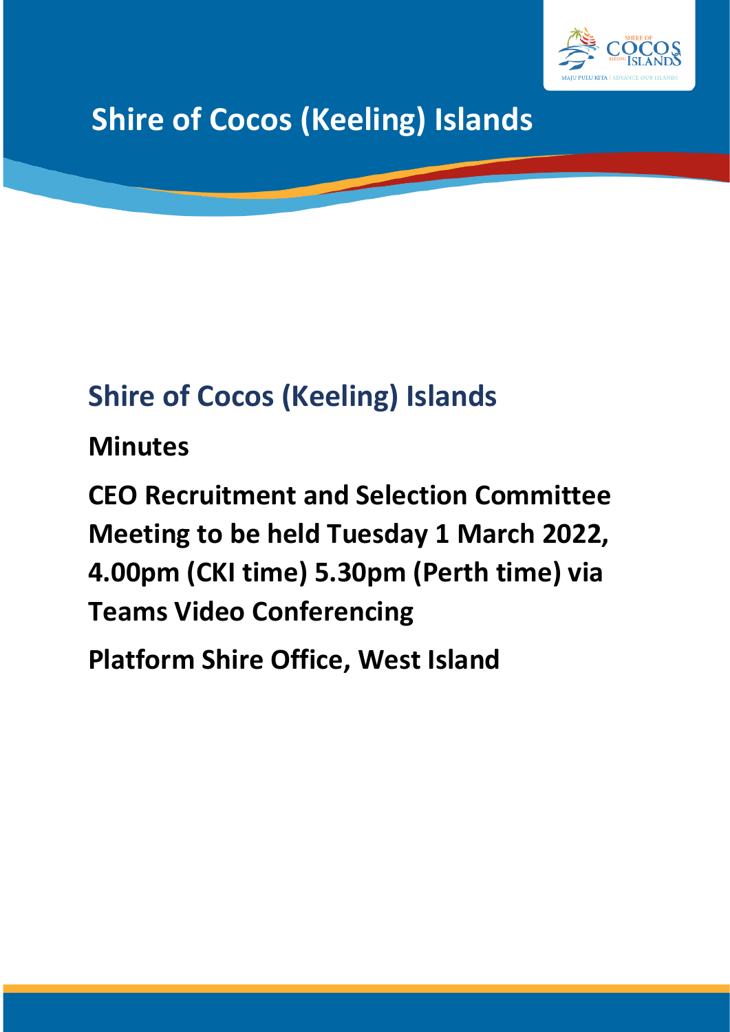# Shire of Cocos (Keeling) Islands

## Shire of Cocos (Keeling) Islands

**Minutes**

**CEO Recruitment and Selection Committee Meeting to be held Tuesday 1 March 2022, 4.00pm (CKI time) 5.30pm (Perth time) via Teams Video Conferencing**

**Platform Shire Office, West Island**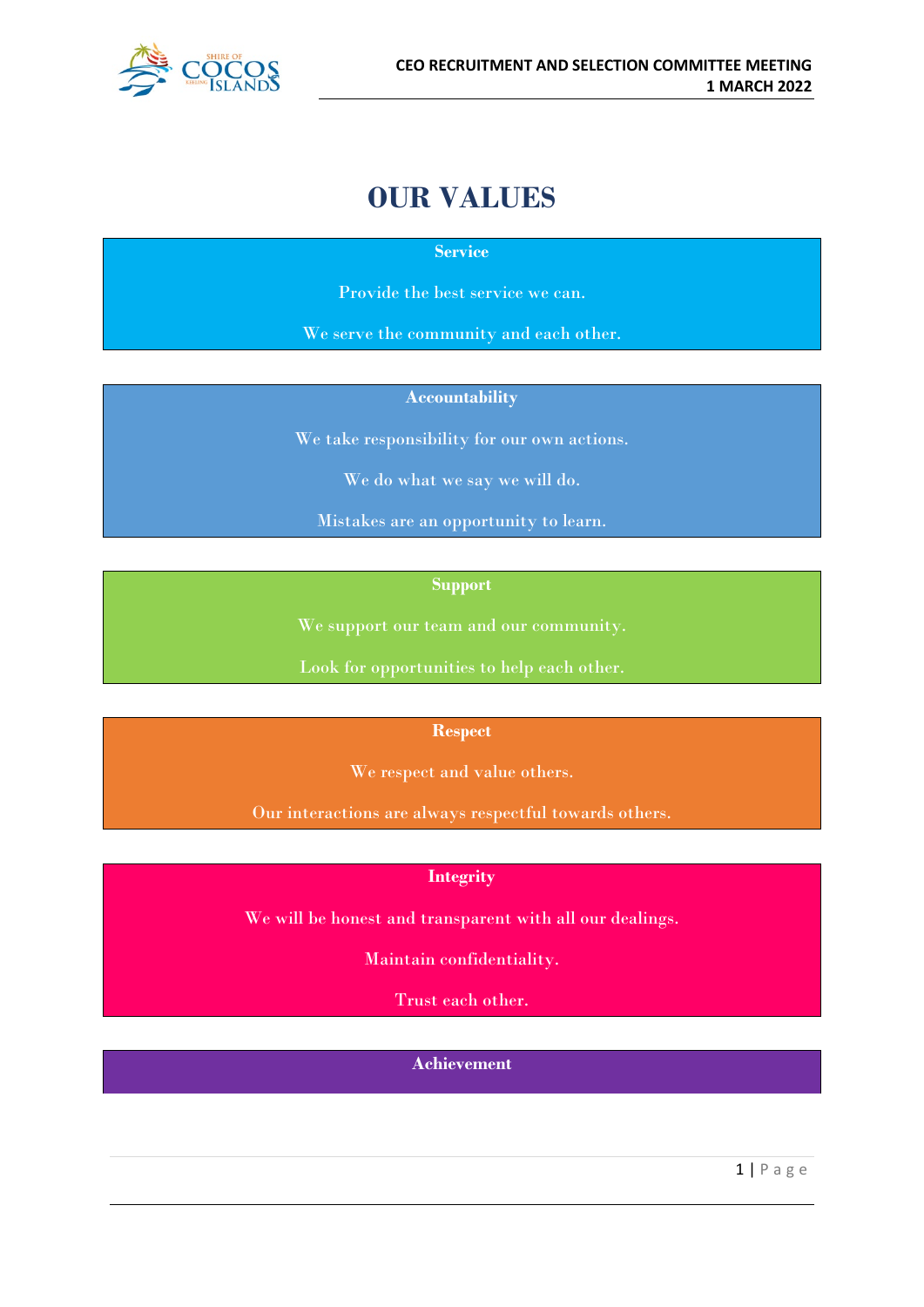# OUR VALUES

**Service**

Provide the best service we can.

We serve the community and each other.

**Accountability**

We take responsibility for our own actions.

We do what we say we will do.

Mistakes are an opportunity to learn.

**Support**

We support our team and our community.

Look for opportunities to help each other.

**Respect**

We respect and value others.

Our interactions are always respectful towards others.

**Integrity**

We will be honest and transparent with all our dealings.

Maintain confidentiality.

Trust each other.

**Achievement**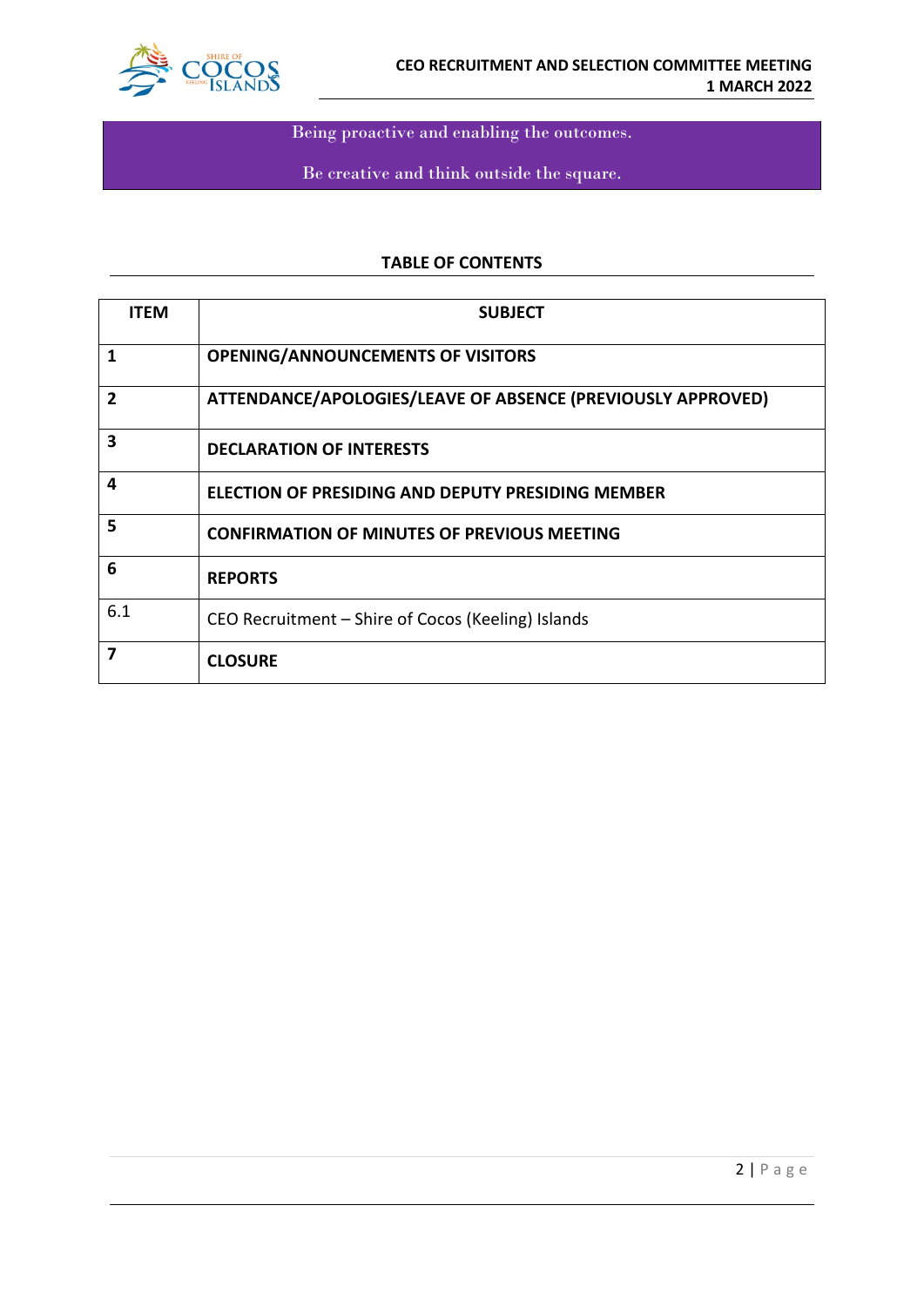Being proactive and enabling the outcomes.

Be creative and think outside the square.

## TABLE OF CONTENTS

| ITEM | SUBJECT |
|---|---|
| **1** | **OPENING/ANNOUNCEMENTS OF VISITORS** |
| **2** | **ATTENDANCE/APOLOGIES/LEAVE OF ABSENCE (PREVIOUSLY APPROVED)** |
| **3** | **DECLARATION OF INTERESTS** |
| **4** | **ELECTION OF PRESIDING AND DEPUTY PRESIDING MEMBER** |
| **5** | **CONFIRMATION OF MINUTES OF PREVIOUS MEETING** |
| **6** | **REPORTS** |
| 6.1 | CEO Recruitment – Shire of Cocos (Keeling) Islands |
| **7** | **CLOSURE** |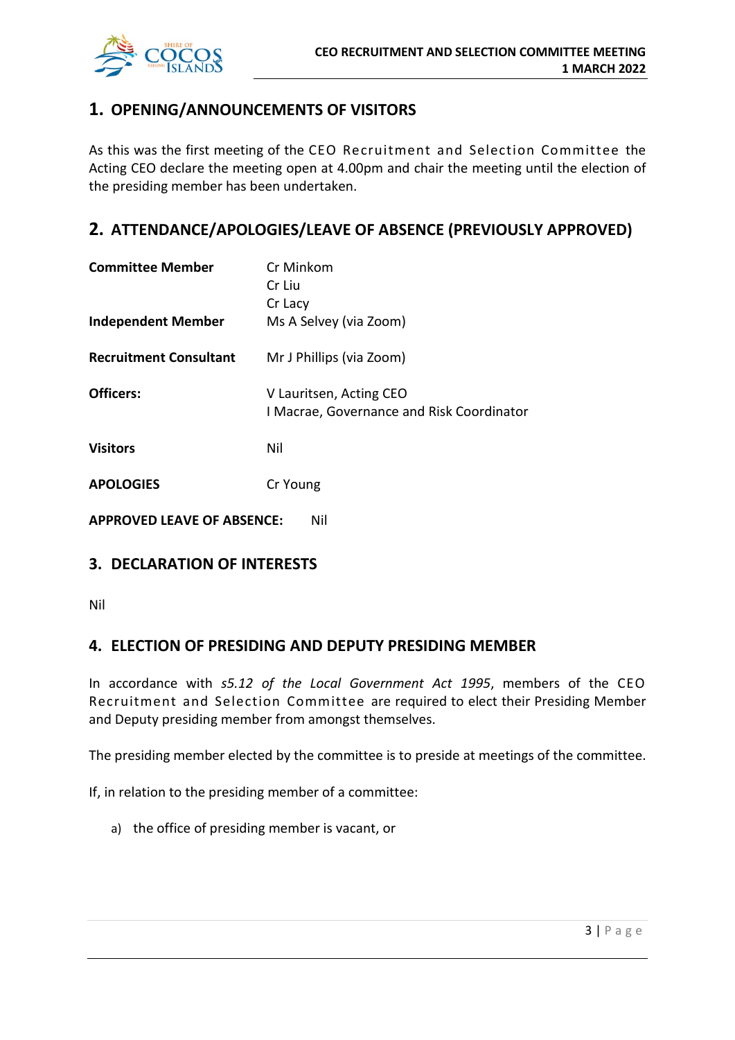## 1. OPENING/ANNOUNCEMENTS OF VISITORS

As this was the first meeting of the CEO Recruitment and Selection Committee the Acting CEO declare the meeting open at 4.00pm and chair the meeting until the election of the presiding member has been undertaken.

## 2. ATTENDANCE/APOLOGIES/LEAVE OF ABSENCE (PREVIOUSLY APPROVED)

| | |
|---|---|
| **Committee Member** | Cr Minkom<br>Cr Liu<br>Cr Lacy |
| **Independent Member** | Ms A Selvey (via Zoom) |
| **Recruitment Consultant** | Mr J Phillips (via Zoom) |
| **Officers:** | V Lauritsen, Acting CEO<br>I Macrae, Governance and Risk Coordinator |
| **Visitors** | Nil |
| **APOLOGIES** | Cr Young |

**APPROVED LEAVE OF ABSENCE:** Nil

## 3. DECLARATION OF INTERESTS

Nil

## 4. ELECTION OF PRESIDING AND DEPUTY PRESIDING MEMBER

In accordance with *s5.12 of the Local Government Act 1995*, members of the CEO Recruitment and Selection Committee are required to elect their Presiding Member and Deputy presiding member from amongst themselves.

The presiding member elected by the committee is to preside at meetings of the committee.

If, in relation to the presiding member of a committee:

a) the office of presiding member is vacant, or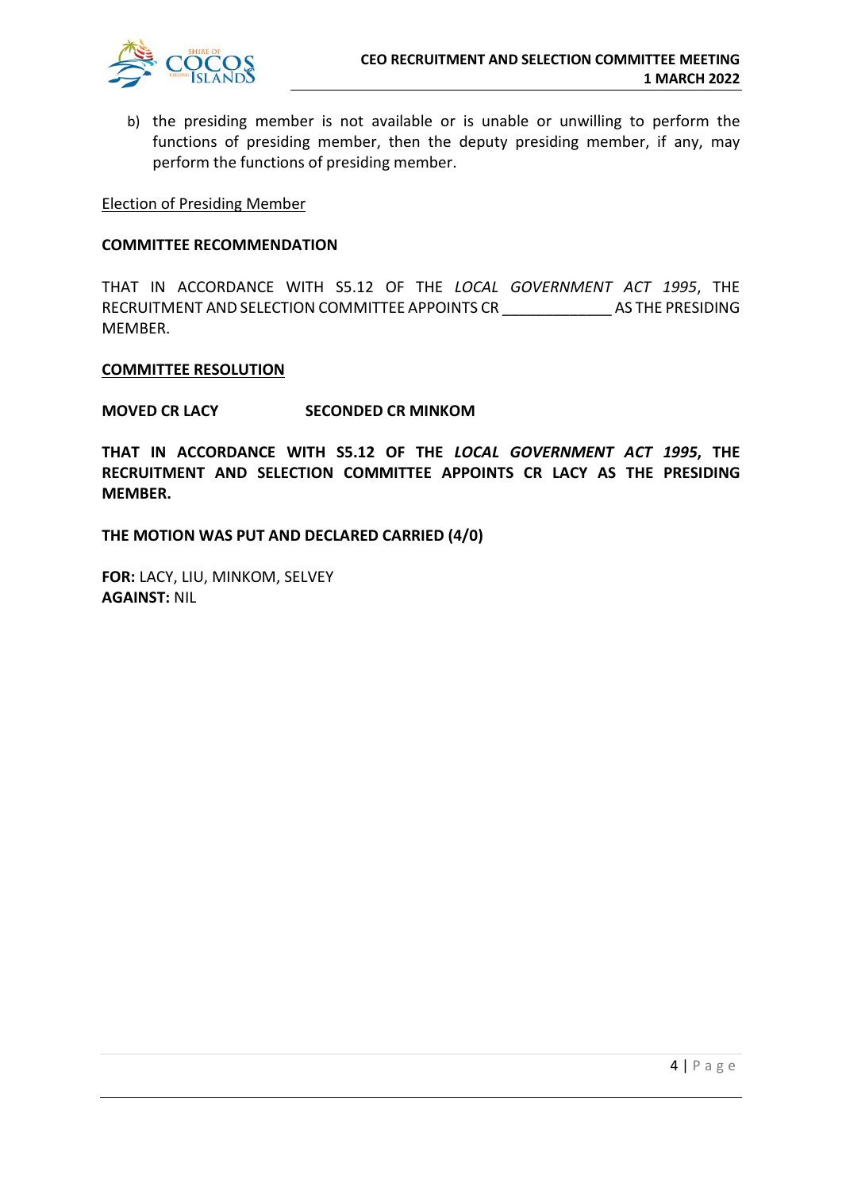b) the presiding member is not available or is unable or unwilling to perform the functions of presiding member, then the deputy presiding member, if any, may perform the functions of presiding member.

Election of Presiding Member

**COMMITTEE RECOMMENDATION**

THAT IN ACCORDANCE WITH S5.12 OF THE *LOCAL GOVERNMENT ACT 1995*, THE RECRUITMENT AND SELECTION COMMITTEE APPOINTS CR _____________ AS THE PRESIDING MEMBER.

**COMMITTEE RESOLUTION**

**MOVED CR LACY SECONDED CR MINKOM**

**THAT IN ACCORDANCE WITH S5.12 OF THE *LOCAL GOVERNMENT ACT 1995*, THE RECRUITMENT AND SELECTION COMMITTEE APPOINTS CR LACY AS THE PRESIDING MEMBER.**

**THE MOTION WAS PUT AND DECLARED CARRIED (4/0)**

**FOR:** LACY, LIU, MINKOM, SELVEY
**AGAINST:** NIL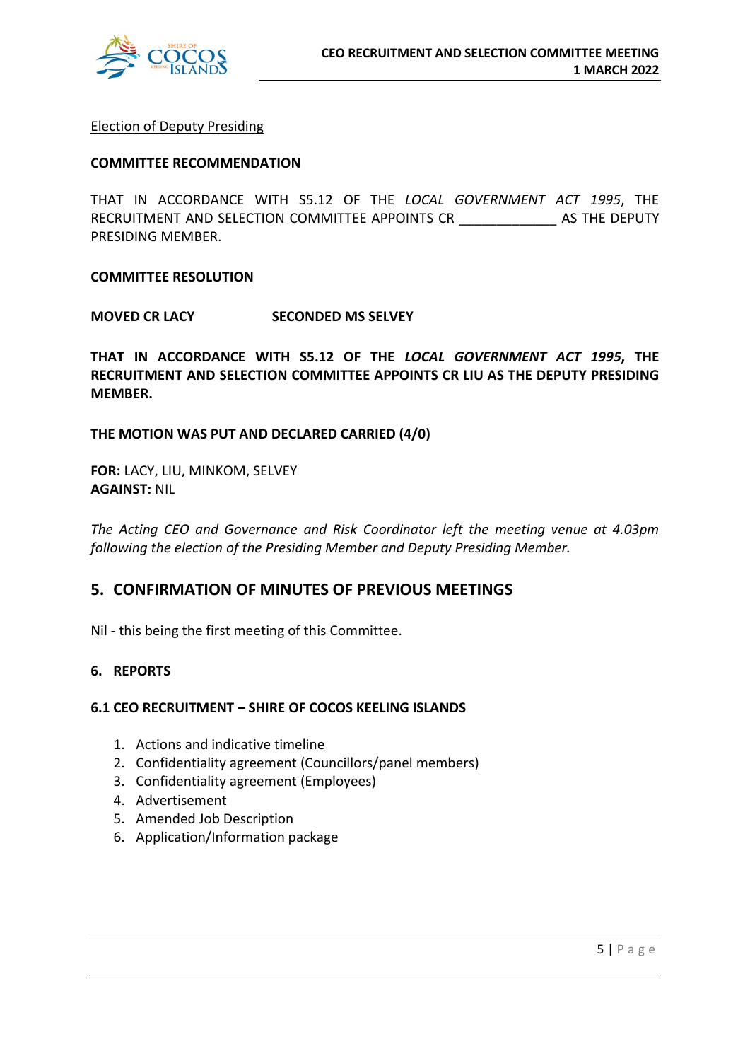Election of Deputy Presiding

**COMMITTEE RECOMMENDATION**

THAT IN ACCORDANCE WITH S5.12 OF THE *LOCAL GOVERNMENT ACT 1995*, THE RECRUITMENT AND SELECTION COMMITTEE APPOINTS CR _____________ AS THE DEPUTY PRESIDING MEMBER.

**COMMITTEE RESOLUTION**

**MOVED CR LACY SECONDED MS SELVEY**

**THAT IN ACCORDANCE WITH S5.12 OF THE *LOCAL GOVERNMENT ACT 1995*, THE RECRUITMENT AND SELECTION COMMITTEE APPOINTS CR LIU AS THE DEPUTY PRESIDING MEMBER.**

**THE MOTION WAS PUT AND DECLARED CARRIED (4/0)**

**FOR:** LACY, LIU, MINKOM, SELVEY
**AGAINST:** NIL

*The Acting CEO and Governance and Risk Coordinator left the meeting venue at 4.03pm following the election of the Presiding Member and Deputy Presiding Member.*

## 5. CONFIRMATION OF MINUTES OF PREVIOUS MEETINGS

Nil - this being the first meeting of this Committee.

### 6. REPORTS

### 6.1 CEO RECRUITMENT – SHIRE OF COCOS KEELING ISLANDS

1. Actions and indicative timeline
2. Confidentiality agreement (Councillors/panel members)
3. Confidentiality agreement (Employees)
4. Advertisement
5. Amended Job Description
6. Application/Information package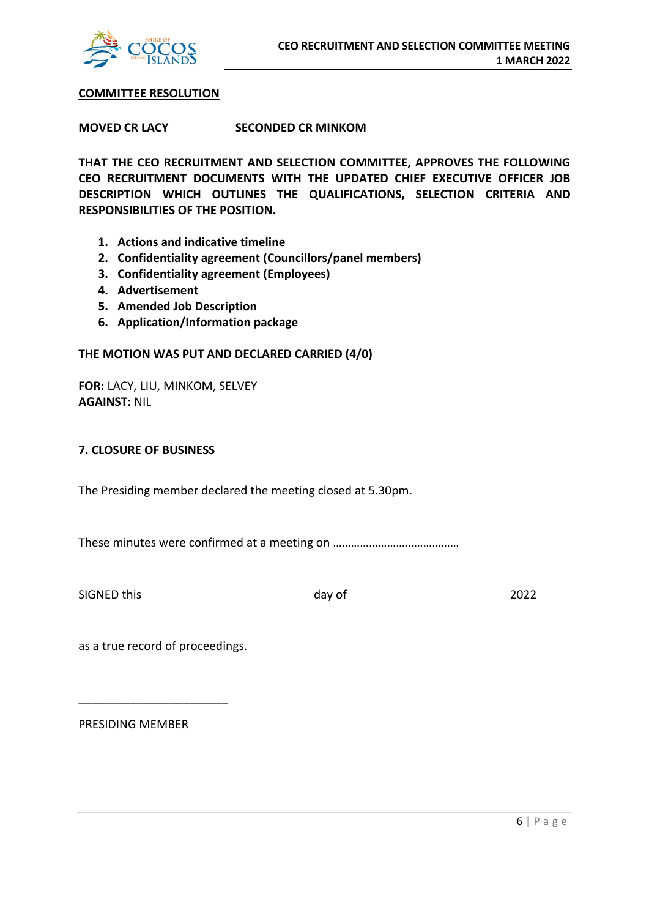**COMMITTEE RESOLUTION**

**MOVED CR LACY SECONDED CR MINKOM**

**THAT THE CEO RECRUITMENT AND SELECTION COMMITTEE, APPROVES THE FOLLOWING CEO RECRUITMENT DOCUMENTS WITH THE UPDATED CHIEF EXECUTIVE OFFICER JOB DESCRIPTION WHICH OUTLINES THE QUALIFICATIONS, SELECTION CRITERIA AND RESPONSIBILITIES OF THE POSITION.**

1. **Actions and indicative timeline**
2. **Confidentiality agreement (Councillors/panel members)**
3. **Confidentiality agreement (Employees)**
4. **Advertisement**
5. **Amended Job Description**
6. **Application/Information package**

**THE MOTION WAS PUT AND DECLARED CARRIED (4/0)**

**FOR:** LACY, LIU, MINKOM, SELVEY
**AGAINST:** NIL

### 7. CLOSURE OF BUSINESS

The Presiding member declared the meeting closed at 5.30pm.

These minutes were confirmed at a meeting on …………………………………..

SIGNED this day of 2022

as a true record of proceedings.

_______________________

PRESIDING MEMBER